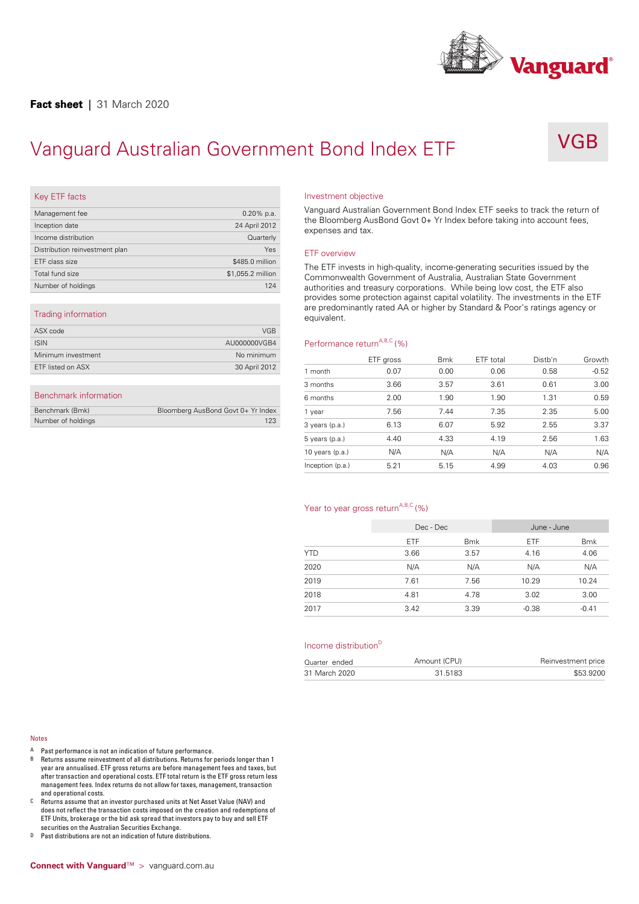**Fact sheet** | 31 March 2020

# Vanguard Australian Government Bond Index ETF

VGB

## Key ETF facts

| | |
|---|---|
| Management fee | 0.20% p.a. |
| Inception date | 24 April 2012 |
| Income distribution | Quarterly |
| Distribution reinvestment plan | Yes |
| ETF class size | $485.0 million |
| Total fund size | $1,055.2 million |
| Number of holdings | 124 |

## Trading information

| | |
|---|---|
| ASX code | VGB |
| ISIN | AU000000VGB4 |
| Minimum investment | No minimum |
| ETF listed on ASX | 30 April 2012 |

## Benchmark information

| | |
|---|---|
| Benchmark (Bmk) | Bloomberg AusBond Govt 0+ Yr Index |
| Number of holdings | 123 |

## Investment objective

Vanguard Australian Government Bond Index ETF seeks to track the return of the Bloomberg AusBond Govt 0+ Yr Index before taking into account fees, expenses and tax.

## ETF overview

The ETF invests in high-quality, income-generating securities issued by the Commonwealth Government of Australia, Australian State Government authorities and treasury corporations. While being low cost, the ETF also provides some protection against capital volatility. The investments in the ETF are predominantly rated AA or higher by Standard & Poor's ratings agency or equivalent.

## Performance return[A,B,C] (%)

| | ETF gross | Bmk | ETF total | Distb'n | Growth |
|---|---|---|---|---|---|
| 1 month | 0.07 | 0.00 | 0.06 | 0.58 | -0.52 |
| 3 months | 3.66 | 3.57 | 3.61 | 0.61 | 3.00 |
| 6 months | 2.00 | 1.90 | 1.90 | 1.31 | 0.59 |
| 1 year | 7.56 | 7.44 | 7.35 | 2.35 | 5.00 |
| 3 years (p.a.) | 6.13 | 6.07 | 5.92 | 2.55 | 3.37 |
| 5 years (p.a.) | 4.40 | 4.33 | 4.19 | 2.56 | 1.63 |
| 10 years (p.a.) | N/A | N/A | N/A | N/A | N/A |
| Inception (p.a.) | 5.21 | 5.15 | 4.99 | 4.03 | 0.96 |

## Year to year gross return[A,B,C] (%)

| | Dec - Dec | | June - June | |
|---|---|---|---|---|
| | ETF | Bmk | ETF | Bmk |
| YTD | 3.66 | 3.57 | 4.16 | 4.06 |
| 2020 | N/A | N/A | N/A | N/A |
| 2019 | 7.61 | 7.56 | 10.29 | 10.24 |
| 2018 | 4.81 | 4.78 | 3.02 | 3.00 |
| 2017 | 3.42 | 3.39 | -0.38 | -0.41 |

## Income distribution[D]

| Quarter ended | Amount (CPU) | Reinvestment price |
|---|---|---|
| 31 March 2020 | 31.5183 | $53.9200 |

## Notes

A Past performance is not an indication of future performance.

B Returns assume reinvestment of all distributions. Returns for periods longer than 1 year are annualised. ETF gross returns are before management fees and taxes, but after transaction and operational costs. ETF total return is the ETF gross return less management fees. Index returns do not allow for taxes, management, transaction and operational costs.

C Returns assume that an investor purchased units at Net Asset Value (NAV) and does not reflect the transaction costs imposed on the creation and redemptions of ETF Units, brokerage or the bid ask spread that investors pay to buy and sell ETF securities on the Australian Securities Exchange.

D Past distributions are not an indication of future distributions.

**Connect with Vanguard™** > vanguard.com.au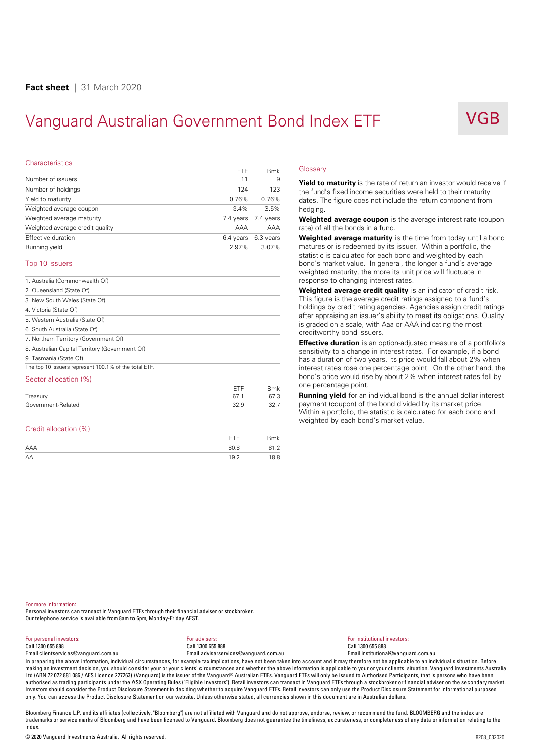**Fact sheet** | 31 March 2020

# Vanguard Australian Government Bond Index ETF

VGB

## Characteristics

| | ETF | Bmk |
|---|---|---|
| Number of issuers | 11 | 9 |
| Number of holdings | 124 | 123 |
| Yield to maturity | 0.76% | 0.76% |
| Weighted average coupon | 3.4% | 3.5% |
| Weighted average maturity | 7.4 years | 7.4 years |
| Weighted average credit quality | AAA | AAA |
| Effective duration | 6.4 years | 6.3 years |
| Running yield | 2.97% | 3.07% |

## Top 10 issuers

1. Australia (Commonwealth Of)
2. Queensland (State Of)
3. New South Wales (State Of)
4. Victoria (State Of)
5. Western Australia (State Of)
6. South Australia (State Of)
7. Northern Territory (Government Of)
8. Australian Capital Territory (Government Of)
9. Tasmania (State Of)

The top 10 issuers represent 100.1% of the total ETF.

## Sector allocation (%)

| | ETF | Bmk |
|---|---|---|
| Treasury | 67.1 | 67.3 |
| Government-Related | 32.9 | 32.7 |

## Credit allocation (%)

| | ETF | Bmk |
|---|---|---|
| AAA | 80.8 | 81.2 |
| AA | 19.2 | 18.8 |

## Glossary

**Yield to maturity** is the rate of return an investor would receive if the fund's fixed income securities were held to their maturity dates. The figure does not include the return component from hedging.

**Weighted average coupon** is the average interest rate (coupon rate) of all the bonds in a fund.

**Weighted average maturity** is the time from today until a bond matures or is redeemed by its issuer. Within a portfolio, the statistic is calculated for each bond and weighted by each bond's market value. In general, the longer a fund's average weighted maturity, the more its unit price will fluctuate in response to changing interest rates.

**Weighted average credit quality** is an indicator of credit risk. This figure is the average credit ratings assigned to a fund's holdings by credit rating agencies. Agencies assign credit ratings after appraising an issuer's ability to meet its obligations. Quality is graded on a scale, with Aaa or AAA indicating the most creditworthy bond issuers.

**Effective duration** is an option-adjusted measure of a portfolio's sensitivity to a change in interest rates. For example, if a bond has a duration of two years, its price would fall about 2% when interest rates rose one percentage point. On the other hand, the bond's price would rise by about 2% when interest rates fell by one percentage point.

**Running yield** for an individual bond is the annual dollar interest payment (coupon) of the bond divided by its market price. Within a portfolio, the statistic is calculated for each bond and weighted by each bond's market value.

For more information:
Personal investors can transact in Vanguard ETFs through their financial adviser or stockbroker.
Our telephone service is available from 8am to 6pm, Monday-Friday AEST.

For personal investors:
Call 1300 655 888
Email clientservices@vanguard.com.au

For advisers:
Call 1300 655 888
Email adviserservices@vanguard.com.au

For institutional investors:
Call 1300 655 888
Email institutional@vanguard.com.au

In preparing the above information, individual circumstances, for example tax implications, have not been taken into account and it may therefore not be applicable to an individual's situation. Before making an investment decision, you should consider your or your clients' circumstances and whether the above information is applicable to your or your clients' situation. Vanguard Investments Australia Ltd (ABN 72 072 881 086 / AFS Licence 227263) (Vanguard) is the issuer of the Vanguard® Australian ETFs. Vanguard ETFs will only be issued to Authorised Participants, that is persons who have been authorised as trading participants under the ASX Operating Rules ("Eligible Investors"). Retail investors can transact in Vanguard ETFs through a stockbroker or financial adviser on the secondary market. Investors should consider the Product Disclosure Statement in deciding whether to acquire Vanguard ETFs. Retail investors can only use the Product Disclosure Statement for informational purposes only. You can access the Product Disclosure Statement on our website. Unless otherwise stated, all currencies shown in this document are in Australian dollars.

Bloomberg Finance L.P. and its affiliates (collectively, "Bloomberg") are not affiliated with Vanguard and do not approve, endorse, review, or recommend the fund. BLOOMBERG and the index are trademarks or service marks of Bloomberg and have been licensed to Vanguard. Bloomberg does not guarantee the timeliness, accurateness, or completeness of any data or information relating to the index.

© 2020 Vanguard Investments Australia, All rights reserved.

8208_032020